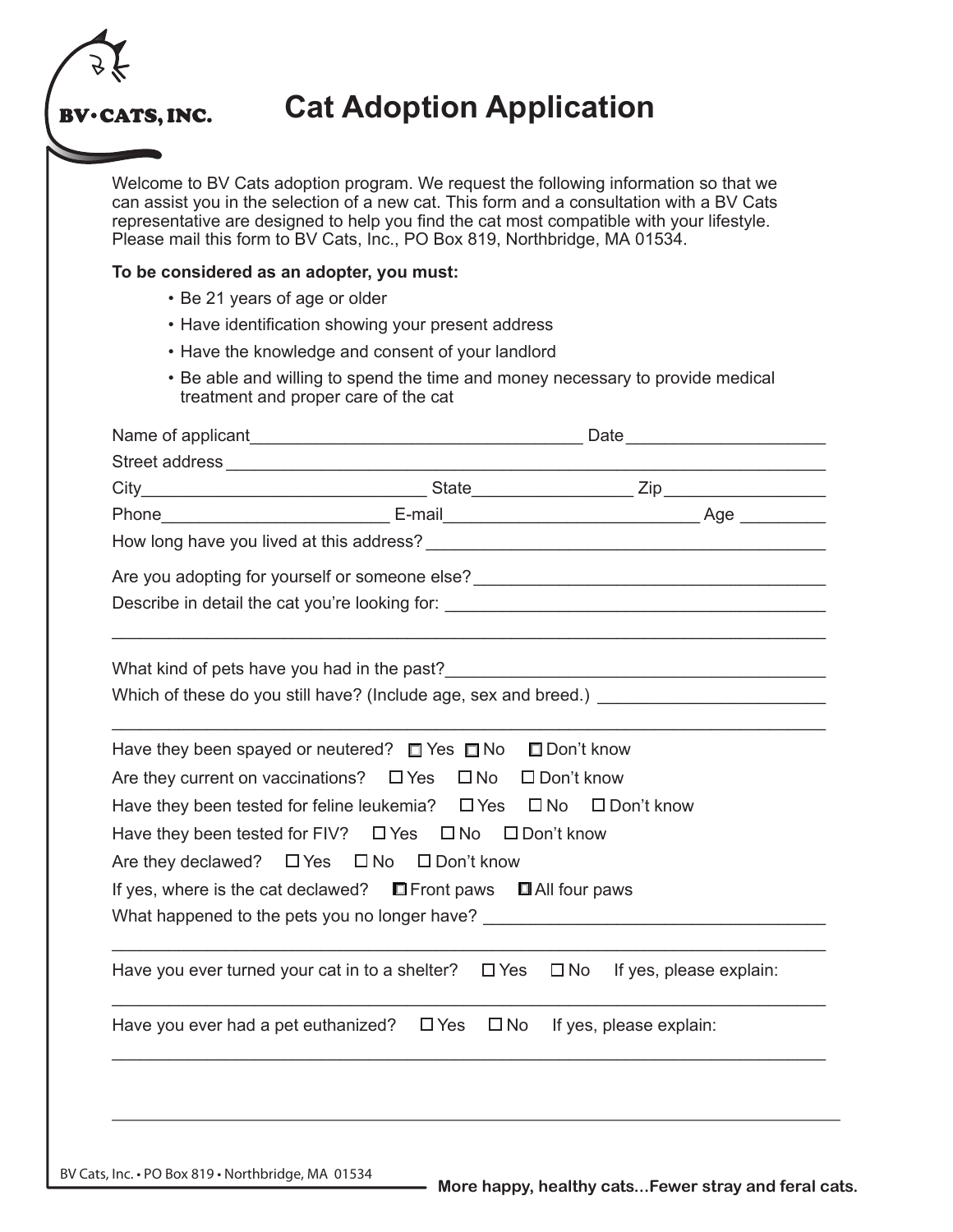BV • CATS, INC.

# Cat Adoption Application

Welcome to BV Cats adoption program. We request the following information so that we can assist you in the selection of a new cat. This form and a consultation with a BV Cats representative are designed to help you find the cat most compatible with your lifestyle. Please mail this form to BV Cats, Inc., PO Box 819, Northbridge, MA 01534.

**To be considered as an adopter, you must:**

- Be 21 years of age or older
- Have identification showing your present address
- Have the knowledge and consent of your landlord
- Be able and willing to spend the time and money necessary to provide medical treatment and proper care of the cat

Name of applicant___________________________________ Date____________________

Street address _________________________________________________________________

City_____________________________ State________________ Zip________________

Phone_______________________ E-mail__________________________ Age ________

How long have you lived at this address? ________________________________________

Are you adopting for yourself or someone else?___________________________________

Describe in detail the cat you're looking for: ______________________________________

_______________________________________________________________________

What kind of pets have you had in the past?______________________________________

Which of these do you still have? (Include age, sex and breed.) ______________________

_______________________________________________________________________

Have they been spayed or neutered? ☐ Yes ☐ No ☐ Don't know

Are they current on vaccinations? ☐ Yes ☐ No ☐ Don't know

Have they been tested for feline leukemia? ☐ Yes ☐ No ☐ Don't know

Have they been tested for FIV? ☐ Yes ☐ No ☐ Don't know

Are they declawed? ☐ Yes ☐ No ☐ Don't know

If yes, where is the cat declawed? ☐ Front paws ☐ All four paws

What happened to the pets you no longer have? __________________________________

_______________________________________________________________________

Have you ever turned your cat in to a shelter? ☐ Yes ☐ No If yes, please explain:

_______________________________________________________________________

Have you ever had a pet euthanized? ☐ Yes ☐ No If yes, please explain:

_______________________________________________________________________

_______________________________________________________________________

BV Cats, Inc. • PO Box 819 • Northbridge, MA 01534

**More happy, healthy cats...Fewer stray and feral cats.**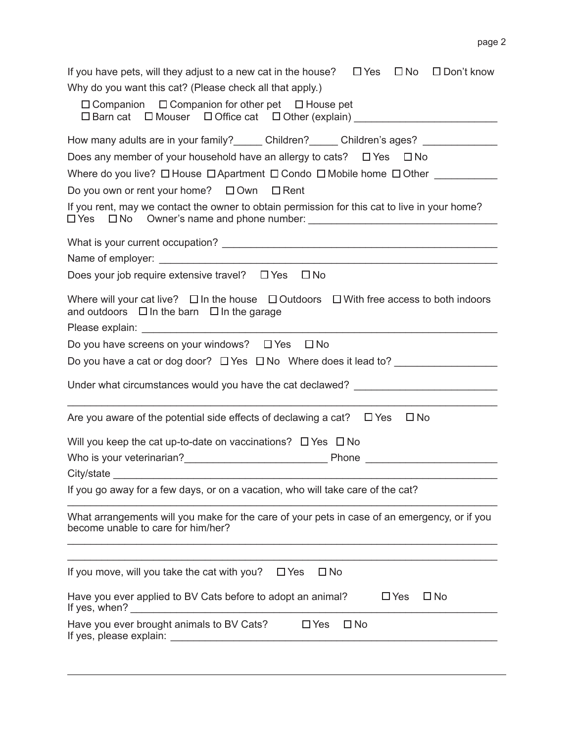If you have pets, will they adjust to a new cat in the house? ☐ Yes ☐ No ☐ Don't know

Why do you want this cat? (Please check all that apply.)

☐ Companion ☐ Companion for other pet ☐ House pet
☐ Barn cat ☐ Mouser ☐ Office cat ☐ Other (explain) ________________________

How many adults are in your family?_____ Children?_____ Children's ages? _____________

Does any member of your household have an allergy to cats? ☐ Yes ☐ No

Where do you live? ☐ House ☐ Apartment ☐ Condo ☐ Mobile home ☐ Other ___________

Do you own or rent your home? ☐ Own ☐ Rent

If you rent, may we contact the owner to obtain permission for this cat to live in your home?
☐ Yes ☐ No Owner's name and phone number: ________________________________

What is your current occupation? ________________________________________________

Name of employer: ______________________________________________________________

Does your job require extensive travel? ☐ Yes ☐ No

Where will your cat live? ☐ In the house ☐ Outdoors ☐ With free access to both indoors and outdoors ☐ In the barn ☐ In the garage

Please explain: ________________________________________________________________

Do you have screens on your windows? ☐ Yes ☐ No

Do you have a cat or dog door? ☐ Yes ☐ No Where does it lead to? _________________

Under what circumstances would you have the cat declawed? ________________________

_______________________________________________________________________________

Are you aware of the potential side effects of declawing a cat? ☐ Yes ☐ No

Will you keep the cat up-to-date on vaccinations? ☐ Yes ☐ No

Who is your veterinarian?_________________________ Phone ______________________

City/state _____________________________________________________________________

If you go away for a few days, or on a vacation, who will take care of the cat?

_______________________________________________________________________________

What arrangements will you make for the care of your pets in case of an emergency, or if you become unable to care for him/her?

_______________________________________________________________________________

_______________________________________________________________________________

If you move, will you take the cat with you? ☐ Yes ☐ No

Have you ever applied to BV Cats before to adopt an animal? ☐ Yes ☐ No
If yes, when? __________________________________________________________________

Have you ever brought animals to BV Cats? ☐ Yes ☐ No
If yes, please explain: _________________________________________________________

_______________________________________________________________________________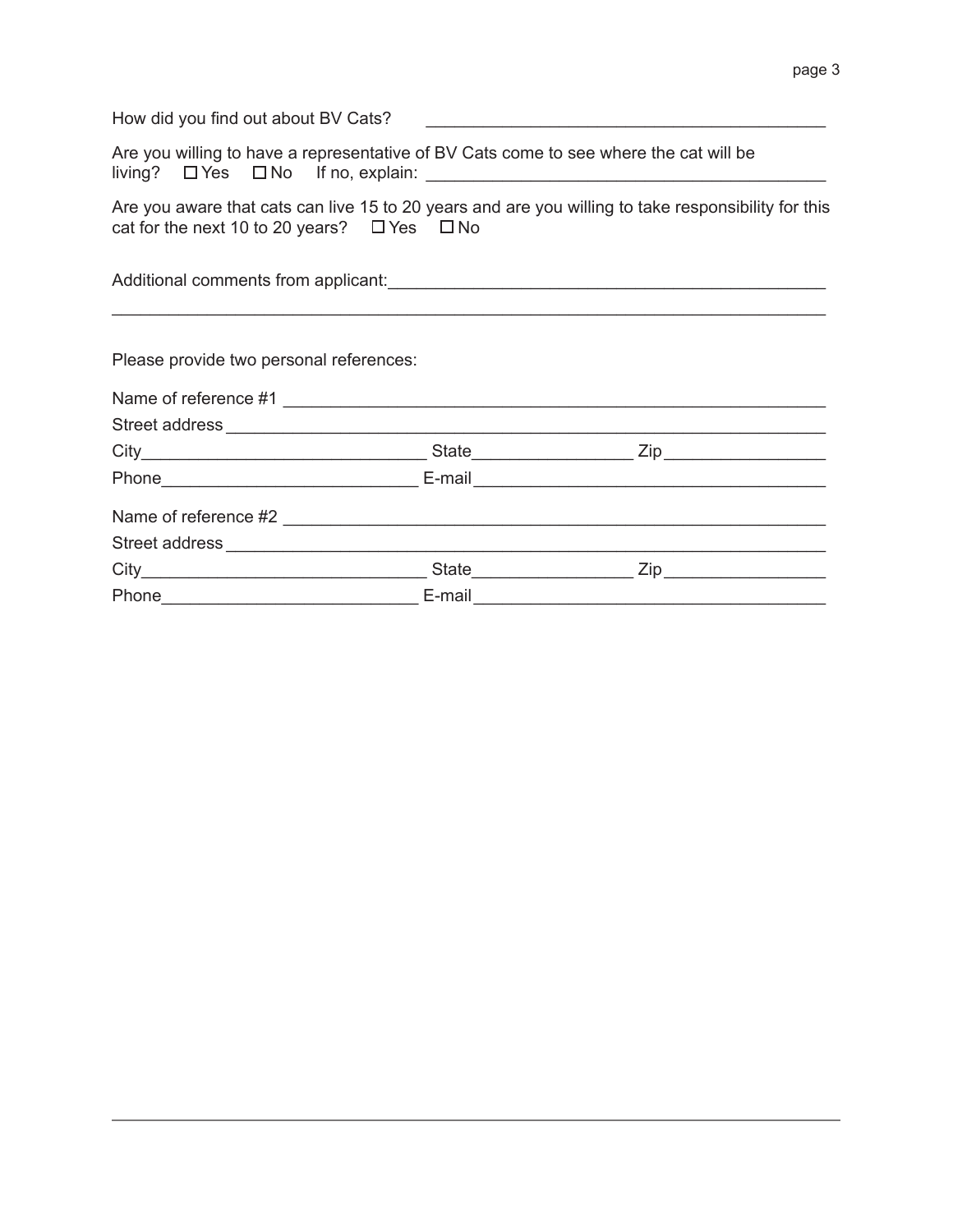How did you find out about BV Cats? ___________________________________________

Are you willing to have a representative of BV Cats come to see where the cat will be living? ☐ Yes ☐ No If no, explain: ___________________________________________

Are you aware that cats can live 15 to 20 years and are you willing to take responsibility for this cat for the next 10 to 20 years? ☐ Yes ☐ No

Additional comments from applicant:_______________________________________________

_________________________________________________________________________

Please provide two personal references:

Name of reference #1 ___________________________________________________________

Street address ________________________________________________________________

City______________________________ State_________________ Zip_________________

Phone___________________________ E-mail_____________________________________

Name of reference #2 ___________________________________________________________

Street address ________________________________________________________________

City______________________________ State_________________ Zip_________________

Phone___________________________ E-mail_____________________________________